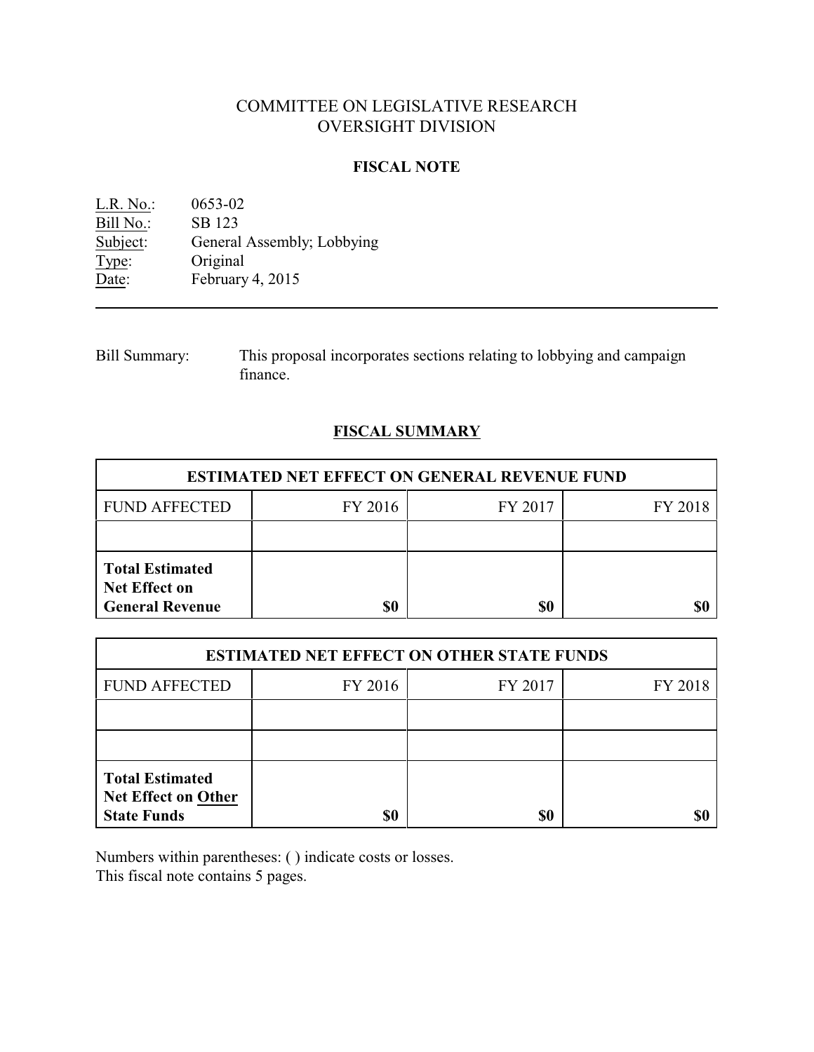# COMMITTEE ON LEGISLATIVE RESEARCH
# OVERSIGHT DIVISION

## FISCAL NOTE

L.R. No.: 0653-02
Bill No.: SB 123
Subject: General Assembly; Lobbying
Type: Original
Date: February 4, 2015

---

Bill Summary: This proposal incorporates sections relating to lobbying and campaign finance.

## FISCAL SUMMARY

| ESTIMATED NET EFFECT ON GENERAL REVENUE FUND | | | |
|---|---|---|---|
| FUND AFFECTED | FY 2016 | FY 2017 | FY 2018 |
| | | | |
| **Total Estimated Net Effect on General Revenue** | **$0** | **$0** | **$0** |

| ESTIMATED NET EFFECT ON OTHER STATE FUNDS | | | |
|---|---|---|---|
| FUND AFFECTED | FY 2016 | FY 2017 | FY 2018 |
| | | | |
| | | | |
| **Total Estimated Net Effect on Other State Funds** | **$0** | **$0** | **$0** |

Numbers within parentheses: ( ) indicate costs or losses.
This fiscal note contains 5 pages.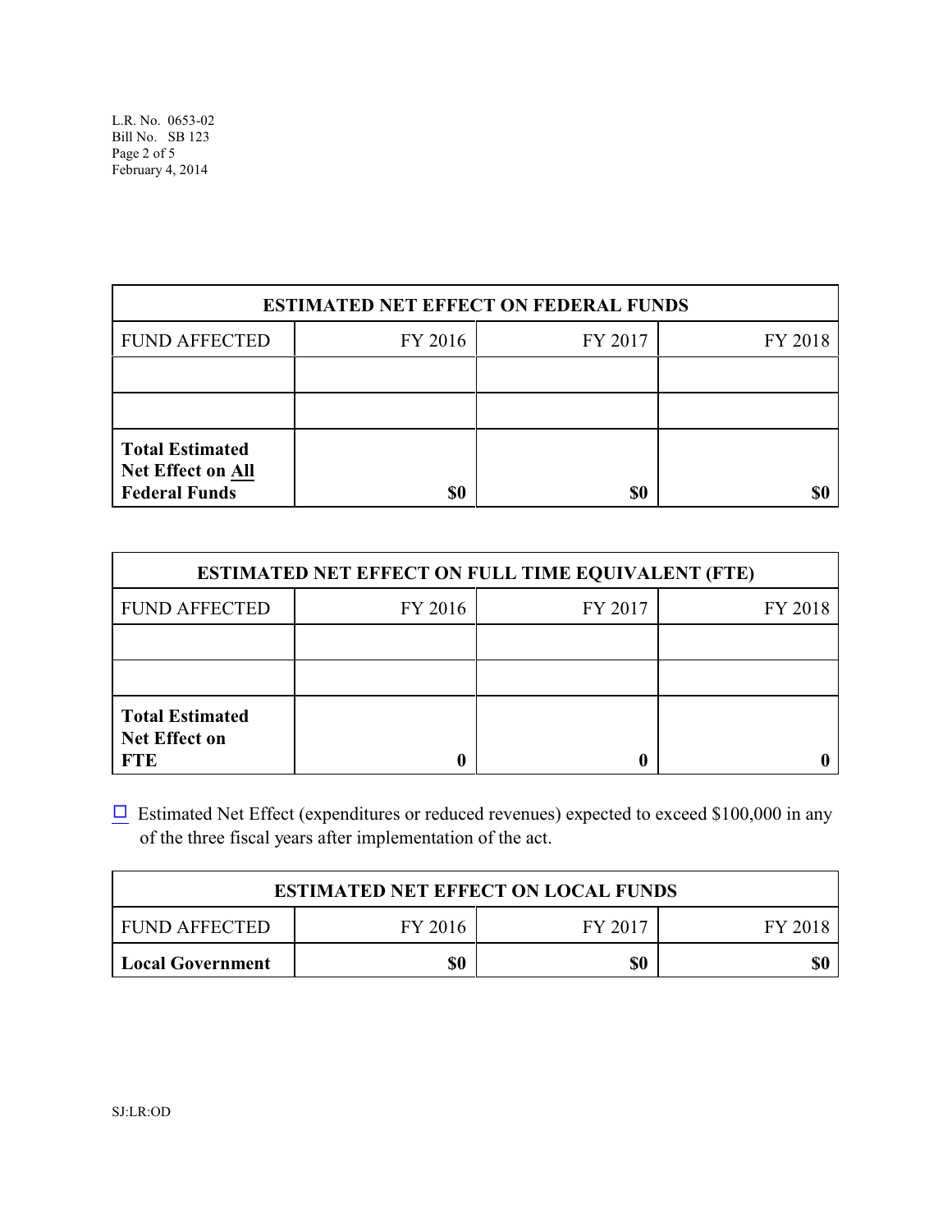| ESTIMATED NET EFFECT ON FEDERAL FUNDS | | | |
|---|---|---|---|
| FUND AFFECTED | FY 2016 | FY 2017 | FY 2018 |
| | | | |
| | | | |
| **Total Estimated Net Effect on All Federal Funds** | **$0** | **$0** | **$0** |

| ESTIMATED NET EFFECT ON FULL TIME EQUIVALENT (FTE) | | | |
|---|---|---|---|
| FUND AFFECTED | FY 2016 | FY 2017 | FY 2018 |
| | | | |
| | | | |
| **Total Estimated Net Effect on FTE** | **0** | **0** | **0** |

☐ Estimated Net Effect (expenditures or reduced revenues) expected to exceed $100,000 in any of the three fiscal years after implementation of the act.

| ESTIMATED NET EFFECT ON LOCAL FUNDS | | | |
|---|---|---|---|
| FUND AFFECTED | FY 2016 | FY 2017 | FY 2018 |
| **Local Government** | **$0** | **$0** | **$0** |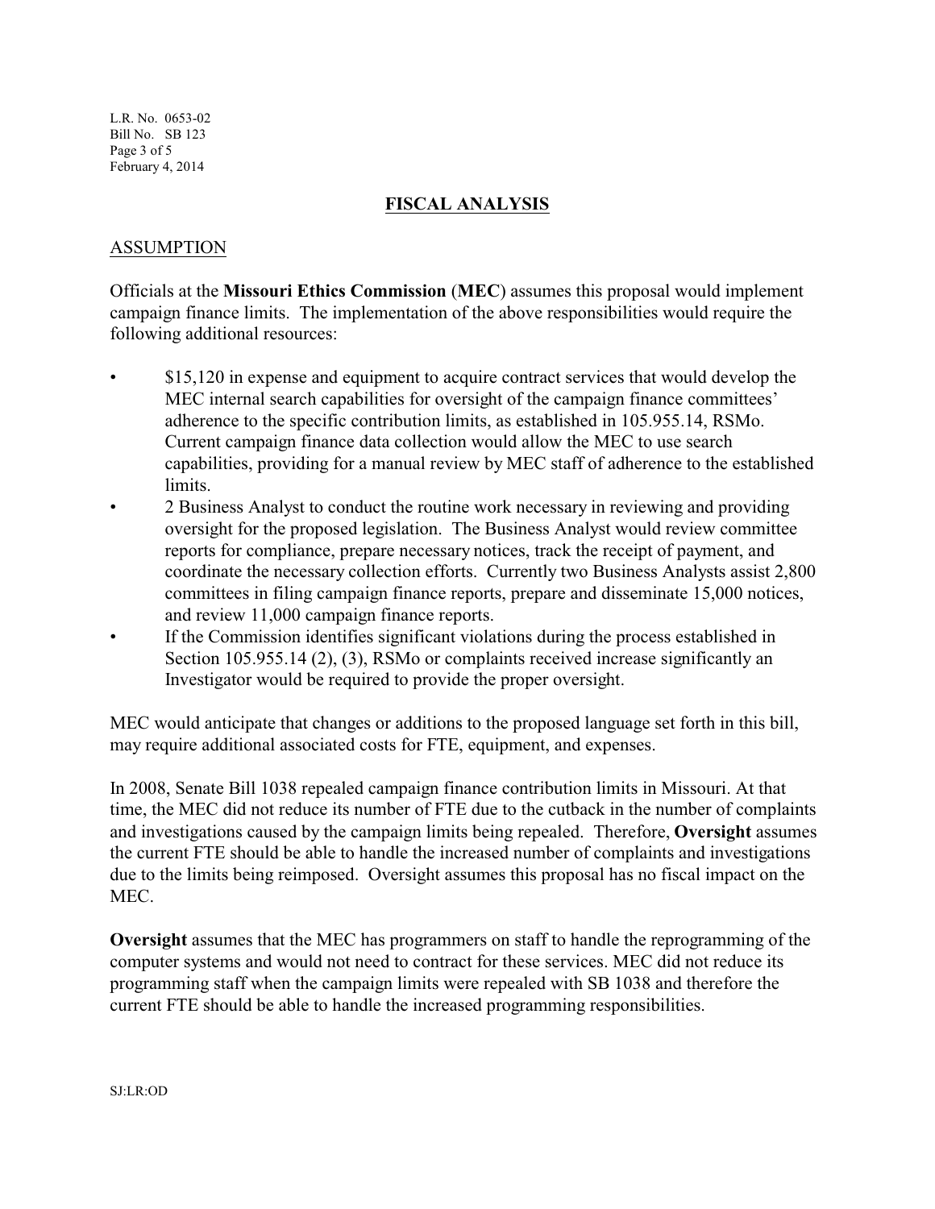## FISCAL ANALYSIS

### ASSUMPTION

Officials at the **Missouri Ethics Commission** (**MEC**) assumes this proposal would implement campaign finance limits. The implementation of the above responsibilities would require the following additional resources:

- $15,120 in expense and equipment to acquire contract services that would develop the MEC internal search capabilities for oversight of the campaign finance committees' adherence to the specific contribution limits, as established in 105.955.14, RSMo. Current campaign finance data collection would allow the MEC to use search capabilities, providing for a manual review by MEC staff of adherence to the established limits.
- 2 Business Analyst to conduct the routine work necessary in reviewing and providing oversight for the proposed legislation. The Business Analyst would review committee reports for compliance, prepare necessary notices, track the receipt of payment, and coordinate the necessary collection efforts. Currently two Business Analysts assist 2,800 committees in filing campaign finance reports, prepare and disseminate 15,000 notices, and review 11,000 campaign finance reports.
- If the Commission identifies significant violations during the process established in Section 105.955.14 (2), (3), RSMo or complaints received increase significantly an Investigator would be required to provide the proper oversight.

MEC would anticipate that changes or additions to the proposed language set forth in this bill, may require additional associated costs for FTE, equipment, and expenses.

In 2008, Senate Bill 1038 repealed campaign finance contribution limits in Missouri. At that time, the MEC did not reduce its number of FTE due to the cutback in the number of complaints and investigations caused by the campaign limits being repealed. Therefore, **Oversight** assumes the current FTE should be able to handle the increased number of complaints and investigations due to the limits being reimposed. Oversight assumes this proposal has no fiscal impact on the MEC.

**Oversight** assumes that the MEC has programmers on staff to handle the reprogramming of the computer systems and would not need to contract for these services. MEC did not reduce its programming staff when the campaign limits were repealed with SB 1038 and therefore the current FTE should be able to handle the increased programming responsibilities.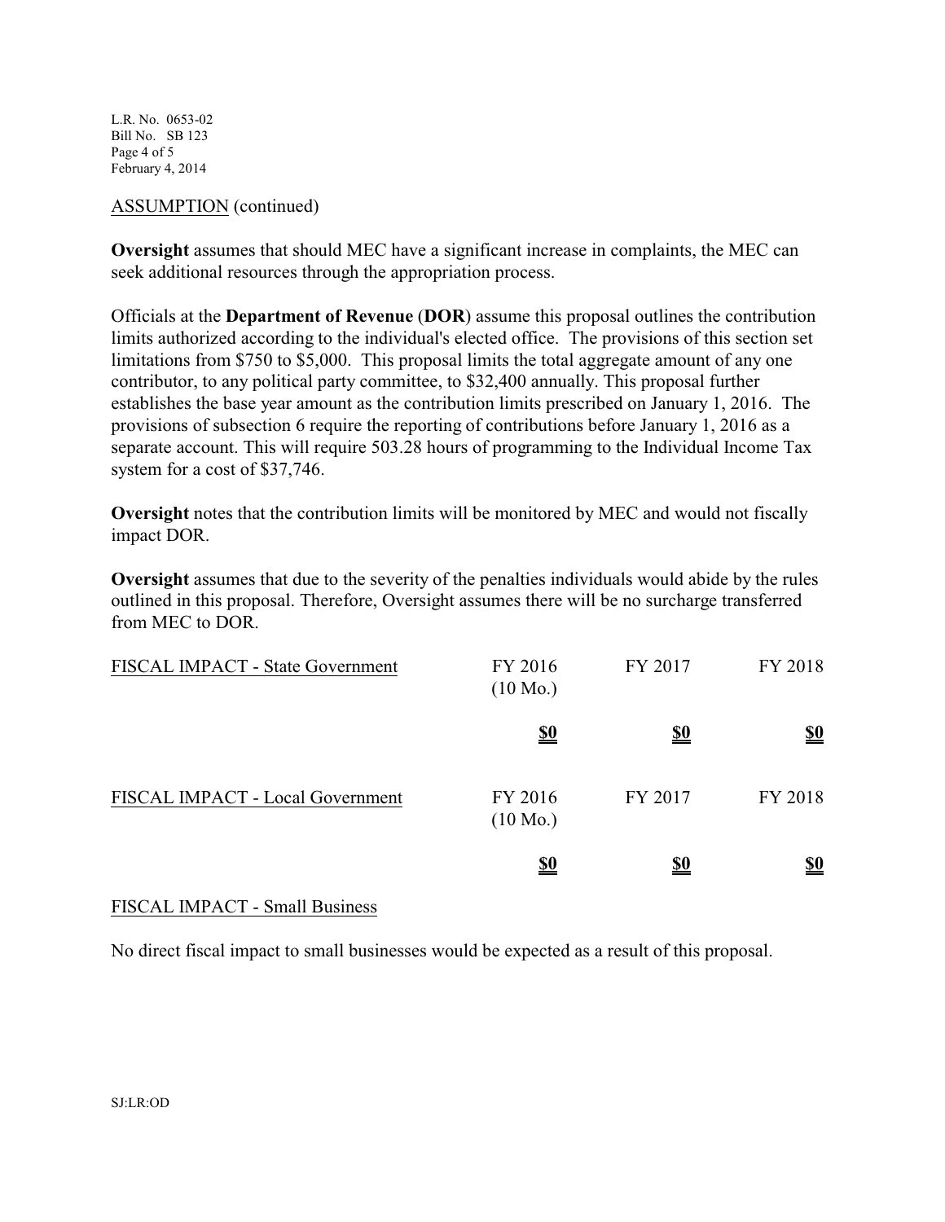ASSUMPTION (continued)

**Oversight** assumes that should MEC have a significant increase in complaints, the MEC can seek additional resources through the appropriation process.

Officials at the **Department of Revenue** (**DOR**) assume this proposal outlines the contribution limits authorized according to the individual's elected office. The provisions of this section set limitations from $750 to $5,000. This proposal limits the total aggregate amount of any one contributor, to any political party committee, to $32,400 annually. This proposal further establishes the base year amount as the contribution limits prescribed on January 1, 2016. The provisions of subsection 6 require the reporting of contributions before January 1, 2016 as a separate account. This will require 503.28 hours of programming to the Individual Income Tax system for a cost of $37,746.

**Oversight** notes that the contribution limits will be monitored by MEC and would not fiscally impact DOR.

**Oversight** assumes that due to the severity of the penalties individuals would abide by the rules outlined in this proposal. Therefore, Oversight assumes there will be no surcharge transferred from MEC to DOR.

| FISCAL IMPACT - State Government | FY 2016 (10 Mo.) | FY 2017 | FY 2018 |
|---|---|---|---|
| | **$0** | **$0** | **$0** |

| FISCAL IMPACT - Local Government | FY 2016 (10 Mo.) | FY 2017 | FY 2018 |
|---|---|---|---|
| | **$0** | **$0** | **$0** |

FISCAL IMPACT - Small Business

No direct fiscal impact to small businesses would be expected as a result of this proposal.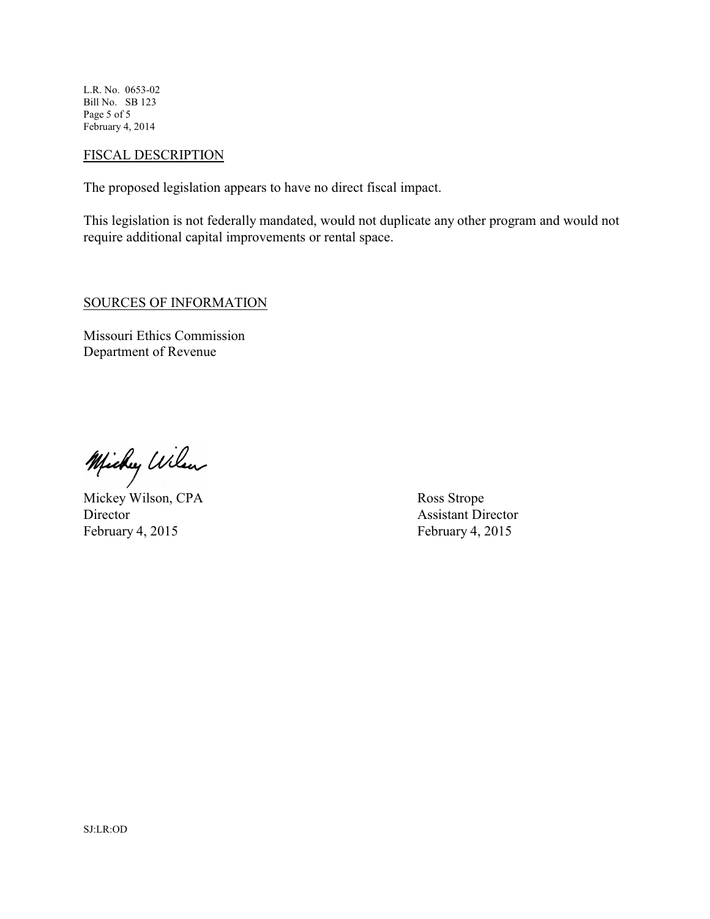L.R. No. 0653-02
Bill No. SB 123
February 4, 2014

## FISCAL DESCRIPTION

The proposed legislation appears to have no direct fiscal impact.

This legislation is not federally mandated, would not duplicate any other program and would not require additional capital improvements or rental space.

## SOURCES OF INFORMATION

Missouri Ethics Commission
Department of Revenue

Mickey Wilson, CPA
Director
February 4, 2015

Ross Strope
Assistant Director
February 4, 2015

SJ:LR:OD